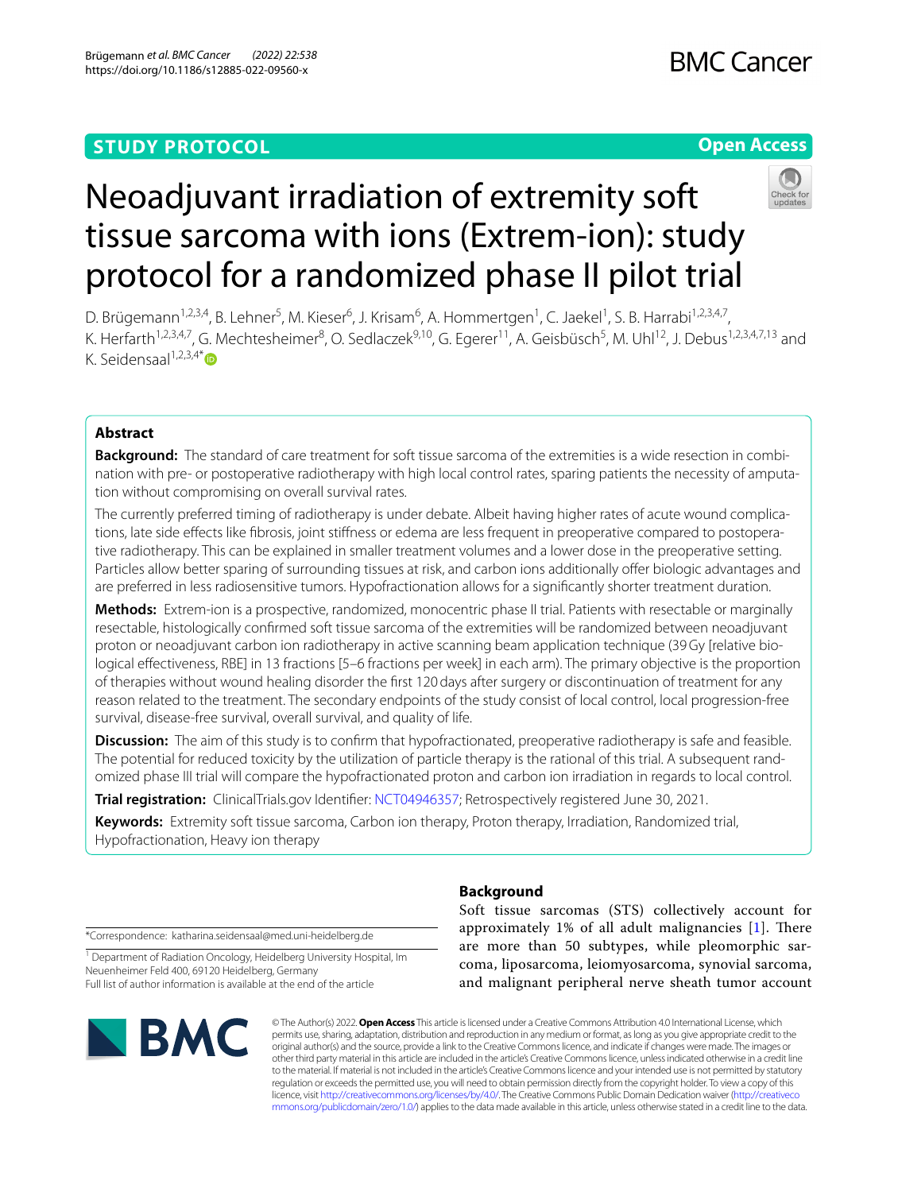**STUDY PROTOCOL** **Open Access**

# Neoadjuvant irradiation of extremity soft tissue sarcoma with ions (Extrem-ion): study protocol for a randomized phase II pilot trial

D. Brügemann[1,2,3,4], B. Lehner[5], M. Kieser[6], J. Krisam[6], A. Hommertgen[1], C. Jaekel[1], S. B. Harrabi[1,2,3,4,7], K. Herfarth[1,2,3,4,7], G. Mechtesheimer[8], O. Sedlaczek[9,10], G. Egerer[11], A. Geisbüsch[5], M. Uhl[12], J. Debus[1,2,3,4,7,13] and K. Seidensaal[1,2,3,4*]

## Abstract

**Background:** The standard of care treatment for soft tissue sarcoma of the extremities is a wide resection in combination with pre- or postoperative radiotherapy with high local control rates, sparing patients the necessity of amputation without compromising on overall survival rates.

The currently preferred timing of radiotherapy is under debate. Albeit having higher rates of acute wound complications, late side effects like fibrosis, joint stiffness or edema are less frequent in preoperative compared to postoperative radiotherapy. This can be explained in smaller treatment volumes and a lower dose in the preoperative setting. Particles allow better sparing of surrounding tissues at risk, and carbon ions additionally offer biologic advantages and are preferred in less radiosensitive tumors. Hypofractionation allows for a significantly shorter treatment duration.

**Methods:** Extrem-ion is a prospective, randomized, monocentric phase II trial. Patients with resectable or marginally resectable, histologically confirmed soft tissue sarcoma of the extremities will be randomized between neoadjuvant proton or neoadjuvant carbon ion radiotherapy in active scanning beam application technique (39 Gy [relative biological effectiveness, RBE] in 13 fractions [5–6 fractions per week] in each arm). The primary objective is the proportion of therapies without wound healing disorder the first 120 days after surgery or discontinuation of treatment for any reason related to the treatment. The secondary endpoints of the study consist of local control, local progression-free survival, disease-free survival, overall survival, and quality of life.

**Discussion:** The aim of this study is to confirm that hypofractionated, preoperative radiotherapy is safe and feasible. The potential for reduced toxicity by the utilization of particle therapy is the rational of this trial. A subsequent randomized phase III trial will compare the hypofractionated proton and carbon ion irradiation in regards to local control.

**Trial registration:** ClinicalTrials.gov Identifier: NCT04946357; Retrospectively registered June 30, 2021.

**Keywords:** Extremity soft tissue sarcoma, Carbon ion therapy, Proton therapy, Irradiation, Randomized trial, Hypofractionation, Heavy ion therapy

## Background

Soft tissue sarcomas (STS) collectively account for approximately 1% of all adult malignancies [1]. There are more than 50 subtypes, while pleomorphic sarcoma, liposarcoma, leiomyosarcoma, synovial sarcoma, and malignant peripheral nerve sheath tumor account

*Correspondence: katharina.seidensaal@med.uni-heidelberg.de

[1] Department of Radiation Oncology, Heidelberg University Hospital, Im Neuenheimer Feld 400, 69120 Heidelberg, Germany

Full list of author information is available at the end of the article

© The Author(s) 2022. **Open Access** This article is licensed under a Creative Commons Attribution 4.0 International License, which permits use, sharing, adaptation, distribution and reproduction in any medium or format, as long as you give appropriate credit to the original author(s) and the source, provide a link to the Creative Commons licence, and indicate if changes were made. The images or other third party material in this article are included in the article's Creative Commons licence, unless indicated otherwise in a credit line to the material. If material is not included in the article's Creative Commons licence and your intended use is not permitted by statutory regulation or exceeds the permitted use, you will need to obtain permission directly from the copyright holder. To view a copy of this licence, visit http://creativecommons.org/licenses/by/4.0/. The Creative Commons Public Domain Dedication waiver (http://creativecommons.org/publicdomain/zero/1.0/) applies to the data made available in this article, unless otherwise stated in a credit line to the data.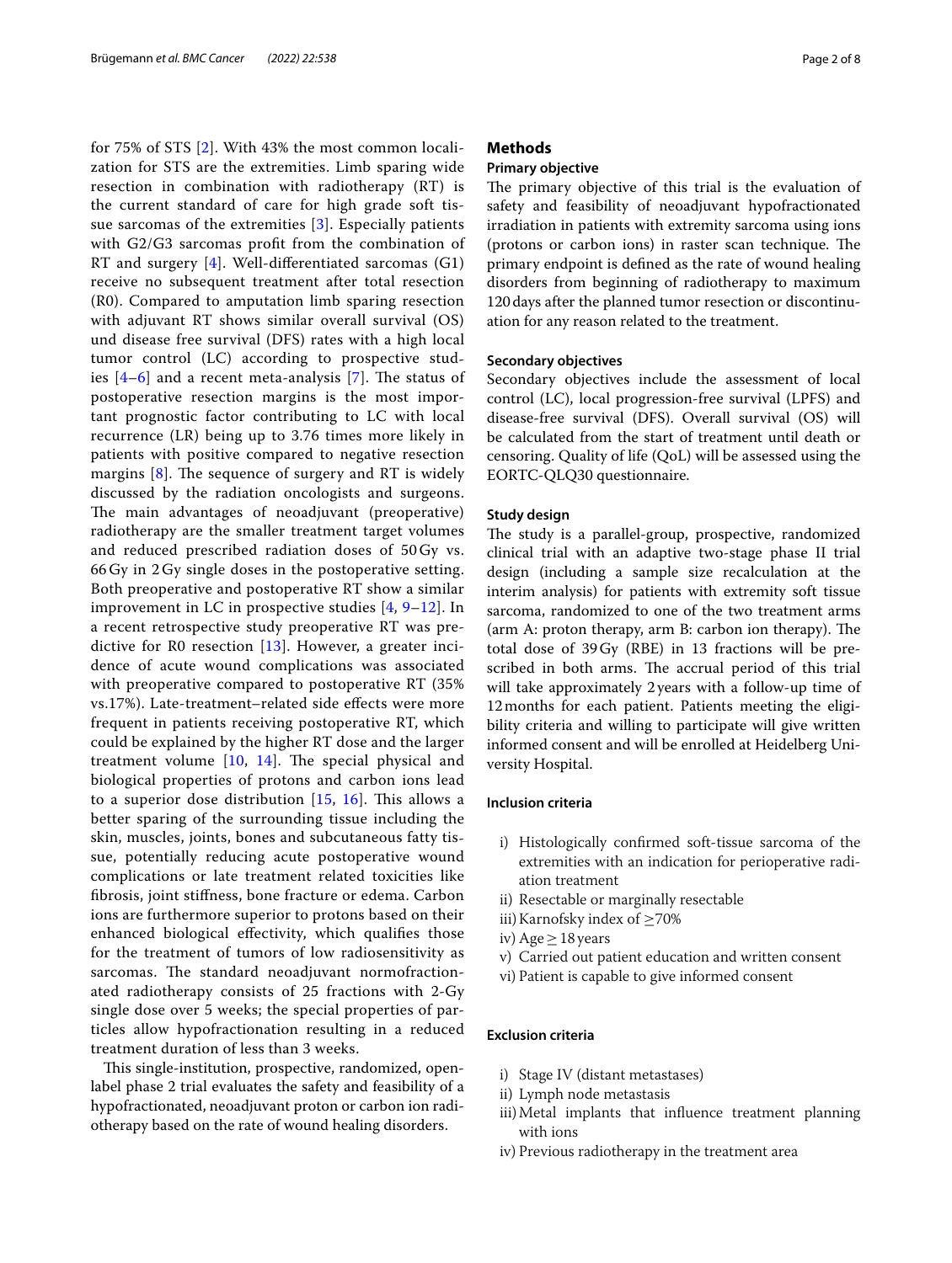for 75% of STS [2]. With 43% the most common localization for STS are the extremities. Limb sparing wide resection in combination with radiotherapy (RT) is the current standard of care for high grade soft tissue sarcomas of the extremities [3]. Especially patients with G2/G3 sarcomas profit from the combination of RT and surgery [4]. Well-differentiated sarcomas (G1) receive no subsequent treatment after total resection (R0). Compared to amputation limb sparing resection with adjuvant RT shows similar overall survival (OS) und disease free survival (DFS) rates with a high local tumor control (LC) according to prospective studies [4–6] and a recent meta-analysis [7]. The status of postoperative resection margins is the most important prognostic factor contributing to LC with local recurrence (LR) being up to 3.76 times more likely in patients with positive compared to negative resection margins [8]. The sequence of surgery and RT is widely discussed by the radiation oncologists and surgeons. The main advantages of neoadjuvant (preoperative) radiotherapy are the smaller treatment target volumes and reduced prescribed radiation doses of 50 Gy vs. 66 Gy in 2 Gy single doses in the postoperative setting. Both preoperative and postoperative RT show a similar improvement in LC in prospective studies [4, 9–12]. In a recent retrospective study preoperative RT was predictive for R0 resection [13]. However, a greater incidence of acute wound complications was associated with preoperative compared to postoperative RT (35% vs.17%). Late-treatment–related side effects were more frequent in patients receiving postoperative RT, which could be explained by the higher RT dose and the larger treatment volume [10, 14]. The special physical and biological properties of protons and carbon ions lead to a superior dose distribution [15, 16]. This allows a better sparing of the surrounding tissue including the skin, muscles, joints, bones and subcutaneous fatty tissue, potentially reducing acute postoperative wound complications or late treatment related toxicities like fibrosis, joint stiffness, bone fracture or edema. Carbon ions are furthermore superior to protons based on their enhanced biological effectivity, which qualifies those for the treatment of tumors of low radiosensitivity as sarcomas. The standard neoadjuvant normofractionated radiotherapy consists of 25 fractions with 2-Gy single dose over 5 weeks; the special properties of particles allow hypofractionation resulting in a reduced treatment duration of less than 3 weeks.

This single-institution, prospective, randomized, open-label phase 2 trial evaluates the safety and feasibility of a hypofractionated, neoadjuvant proton or carbon ion radiotherapy based on the rate of wound healing disorders.

## Methods

### Primary objective

The primary objective of this trial is the evaluation of safety and feasibility of neoadjuvant hypofractionated irradiation in patients with extremity sarcoma using ions (protons or carbon ions) in raster scan technique. The primary endpoint is defined as the rate of wound healing disorders from beginning of radiotherapy to maximum 120 days after the planned tumor resection or discontinuation for any reason related to the treatment.

### Secondary objectives

Secondary objectives include the assessment of local control (LC), local progression-free survival (LPFS) and disease-free survival (DFS). Overall survival (OS) will be calculated from the start of treatment until death or censoring. Quality of life (QoL) will be assessed using the EORTC-QLQ30 questionnaire.

### Study design

The study is a parallel-group, prospective, randomized clinical trial with an adaptive two-stage phase II trial design (including a sample size recalculation at the interim analysis) for patients with extremity soft tissue sarcoma, randomized to one of the two treatment arms (arm A: proton therapy, arm B: carbon ion therapy). The total dose of 39 Gy (RBE) in 13 fractions will be prescribed in both arms. The accrual period of this trial will take approximately 2 years with a follow-up time of 12 months for each patient. Patients meeting the eligibility criteria and willing to participate will give written informed consent and will be enrolled at Heidelberg University Hospital.

### Inclusion criteria

i) Histologically confirmed soft-tissue sarcoma of the extremities with an indication for perioperative radiation treatment
ii) Resectable or marginally resectable
iii) Karnofsky index of ≥70%
iv) Age ≥ 18 years
v) Carried out patient education and written consent
vi) Patient is capable to give informed consent

### Exclusion criteria

i) Stage IV (distant metastases)
ii) Lymph node metastasis
iii) Metal implants that influence treatment planning with ions
iv) Previous radiotherapy in the treatment area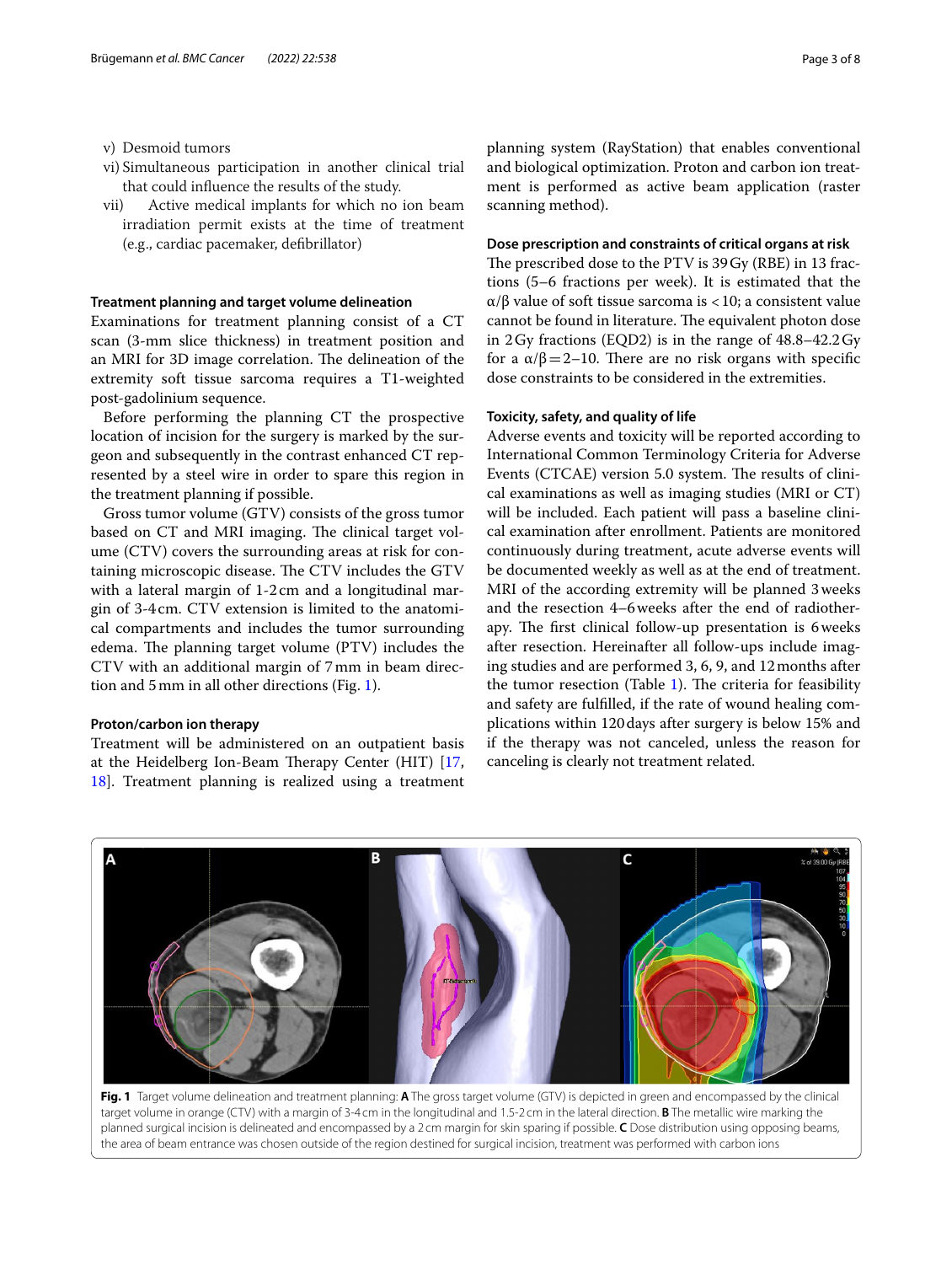v) Desmoid tumors
vi) Simultaneous participation in another clinical trial that could influence the results of the study.
vii) Active medical implants for which no ion beam irradiation permit exists at the time of treatment (e.g., cardiac pacemaker, defibrillator)

### Treatment planning and target volume delineation

Examinations for treatment planning consist of a CT scan (3-mm slice thickness) in treatment position and an MRI for 3D image correlation. The delineation of the extremity soft tissue sarcoma requires a T1-weighted post-gadolinium sequence.

Before performing the planning CT the prospective location of incision for the surgery is marked by the surgeon and subsequently in the contrast enhanced CT represented by a steel wire in order to spare this region in the treatment planning if possible.

Gross tumor volume (GTV) consists of the gross tumor based on CT and MRI imaging. The clinical target volume (CTV) covers the surrounding areas at risk for containing microscopic disease. The CTV includes the GTV with a lateral margin of 1-2 cm and a longitudinal margin of 3-4 cm. CTV extension is limited to the anatomical compartments and includes the tumor surrounding edema. The planning target volume (PTV) includes the CTV with an additional margin of 7 mm in beam direction and 5 mm in all other directions (Fig. 1).

### Proton/carbon ion therapy

Treatment will be administered on an outpatient basis at the Heidelberg Ion-Beam Therapy Center (HIT) [17, 18]. Treatment planning is realized using a treatment planning system (RayStation) that enables conventional and biological optimization. Proton and carbon ion treatment is performed as active beam application (raster scanning method).

### Dose prescription and constraints of critical organs at risk

The prescribed dose to the PTV is 39 Gy (RBE) in 13 fractions (5–6 fractions per week). It is estimated that the $\alpha/\beta$ value of soft tissue sarcoma is < 10; a consistent value cannot be found in literature. The equivalent photon dose in 2 Gy fractions (EQD2) is in the range of 48.8–42.2 Gy for a $\alpha/\beta = 2–10$. There are no risk organs with specific dose constraints to be considered in the extremities.

### Toxicity, safety, and quality of life

Adverse events and toxicity will be reported according to International Common Terminology Criteria for Adverse Events (CTCAE) version 5.0 system. The results of clinical examinations as well as imaging studies (MRI or CT) will be included. Each patient will pass a baseline clinical examination after enrollment. Patients are monitored continuously during treatment, acute adverse events will be documented weekly as well as at the end of treatment. MRI of the according extremity will be planned 3 weeks and the resection 4–6 weeks after the end of radiotherapy. The first clinical follow-up presentation is 6 weeks after resection. Hereinafter all follow-ups include imaging studies and are performed 3, 6, 9, and 12 months after the tumor resection (Table 1). The criteria for feasibility and safety are fulfilled, if the rate of wound healing complications within 120 days after surgery is below 15% and if the therapy was not canceled, unless the reason for canceling is clearly not treatment related.

**Fig. 1** Target volume delineation and treatment planning: **A** The gross target volume (GTV) is depicted in green and encompassed by the clinical target volume in orange (CTV) with a margin of 3-4 cm in the longitudinal and 1.5-2 cm in the lateral direction. **B** The metallic wire marking the planned surgical incision is delineated and encompassed by a 2 cm margin for skin sparing if possible. **C** Dose distribution using opposing beams, the area of beam entrance was chosen outside of the region destined for surgical incision, treatment was performed with carbon ions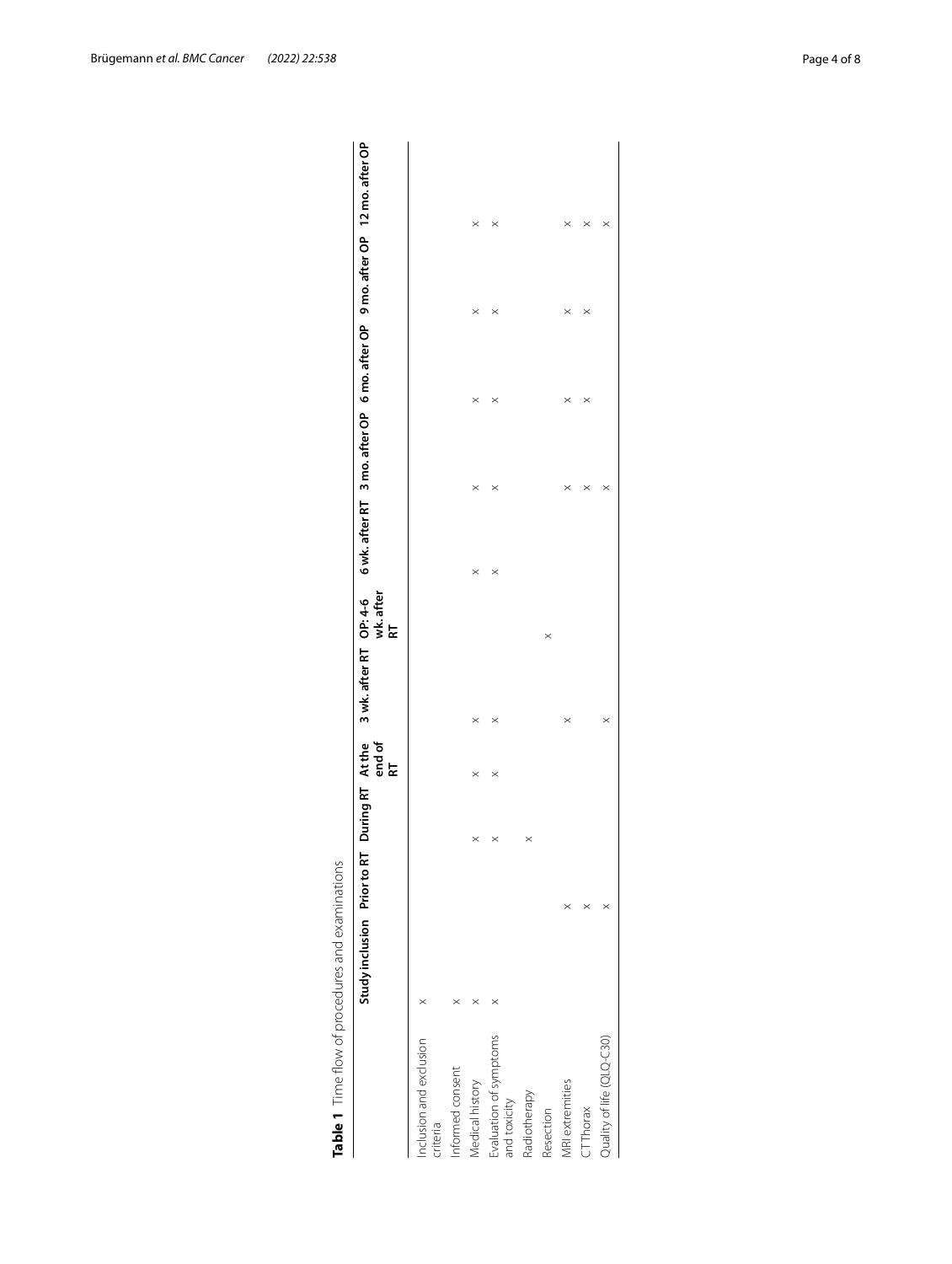**Table 1** Time flow of procedures and examinations

| | Study inclusion | Prior to RT | During RT | At the end of RT | 3 wk. after RT | OP: 4-6 wk. after RT | 6 wk. after RT | 3 mo. after OP | 6 mo. after OP | 9 mo. after OP | 12 mo. after OP |
|---|---|---|---|---|---|---|---|---|---|---|---|
| Inclusion and exclusion criteria | × | | | | | | | | | | |
| Informed consent | × | | | | | | | | | | |
| Medical history | × | | × | × | × | | × | × | × | × | × |
| Evaluation of symptoms and toxicity | × | | × | × | × | | × | × | × | × | × |
| Radiotherapy | | | × | | | | | | | | |
| Resection | | | | | | × | | | | | |
| MRI extremities | | × | | | × | | | × | × | × | × |
| CT Thorax | | × | | | | | | × | × | × | × |
| Quality of life (QLQ-C30) | | × | | | × | | | × | | | × |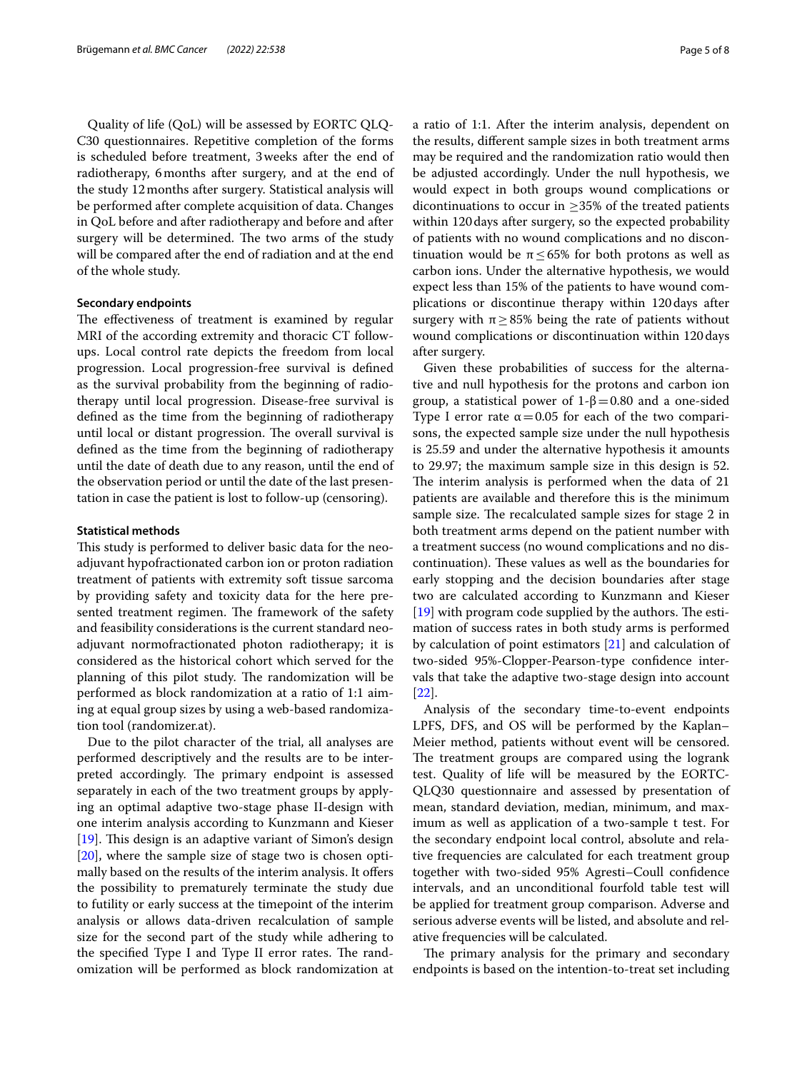Quality of life (QoL) will be assessed by EORTC QLQ-C30 questionnaires. Repetitive completion of the forms is scheduled before treatment, 3 weeks after the end of radiotherapy, 6 months after surgery, and at the end of the study 12 months after surgery. Statistical analysis will be performed after complete acquisition of data. Changes in QoL before and after radiotherapy and before and after surgery will be determined. The two arms of the study will be compared after the end of radiation and at the end of the whole study.

#### Secondary endpoints

The effectiveness of treatment is examined by regular MRI of the according extremity and thoracic CT follow-ups. Local control rate depicts the freedom from local progression. Local progression-free survival is defined as the survival probability from the beginning of radiotherapy until local progression. Disease-free survival is defined as the time from the beginning of radiotherapy until local or distant progression. The overall survival is defined as the time from the beginning of radiotherapy until the date of death due to any reason, until the end of the observation period or until the date of the last presentation in case the patient is lost to follow-up (censoring).

#### Statistical methods

This study is performed to deliver basic data for the neoadjuvant hypofractionated carbon ion or proton radiation treatment of patients with extremity soft tissue sarcoma by providing safety and toxicity data for the here presented treatment regimen. The framework of the safety and feasibility considerations is the current standard neoadjuvant normofractionated photon radiotherapy; it is considered as the historical cohort which served for the planning of this pilot study. The randomization will be performed as block randomization at a ratio of 1:1 aiming at equal group sizes by using a web-based randomization tool (randomizer.at).

Due to the pilot character of the trial, all analyses are performed descriptively and the results are to be interpreted accordingly. The primary endpoint is assessed separately in each of the two treatment groups by applying an optimal adaptive two-stage phase II-design with one interim analysis according to Kunzmann and Kieser [19]. This design is an adaptive variant of Simon's design [20], where the sample size of stage two is chosen optimally based on the results of the interim analysis. It offers the possibility to prematurely terminate the study due to futility or early success at the timepoint of the interim analysis or allows data-driven recalculation of sample size for the second part of the study while adhering to the specified Type I and Type II error rates. The randomization will be performed as block randomization at a ratio of 1:1. After the interim analysis, dependent on the results, different sample sizes in both treatment arms may be required and the randomization ratio would then be adjusted accordingly. Under the null hypothesis, we would expect in both groups wound complications or dicontinuations to occur in $\geq$35% of the treated patients within 120 days after surgery, so the expected probability of patients with no wound complications and no discontinuation would be $\pi \leq 65\%$ for both protons as well as carbon ions. Under the alternative hypothesis, we would expect less than 15% of the patients to have wound complications or discontinue therapy within 120 days after surgery with $\pi \geq 85\%$ being the rate of patients without wound complications or discontinuation within 120 days after surgery.

Given these probabilities of success for the alternative and null hypothesis for the protons and carbon ion group, a statistical power of $1\text{-}\beta = 0.80$ and a one-sided Type I error rate $\alpha = 0.05$ for each of the two comparisons, the expected sample size under the null hypothesis is 25.59 and under the alternative hypothesis it amounts to 29.97; the maximum sample size in this design is 52. The interim analysis is performed when the data of 21 patients are available and therefore this is the minimum sample size. The recalculated sample sizes for stage 2 in both treatment arms depend on the patient number with a treatment success (no wound complications and no discontinuation). These values as well as the boundaries for early stopping and the decision boundaries after stage two are calculated according to Kunzmann and Kieser [19] with program code supplied by the authors. The estimation of success rates in both study arms is performed by calculation of point estimators [21] and calculation of two-sided 95%-Clopper-Pearson-type confidence intervals that take the adaptive two-stage design into account [22].

Analysis of the secondary time-to-event endpoints LPFS, DFS, and OS will be performed by the Kaplan–Meier method, patients without event will be censored. The treatment groups are compared using the logrank test. Quality of life will be measured by the EORTC-QLQ30 questionnaire and assessed by presentation of mean, standard deviation, median, minimum, and maximum as well as application of a two-sample t test. For the secondary endpoint local control, absolute and relative frequencies are calculated for each treatment group together with two-sided 95% Agresti–Coull confidence intervals, and an unconditional fourfold table test will be applied for treatment group comparison. Adverse and serious adverse events will be listed, and absolute and relative frequencies will be calculated.

The primary analysis for the primary and secondary endpoints is based on the intention-to-treat set including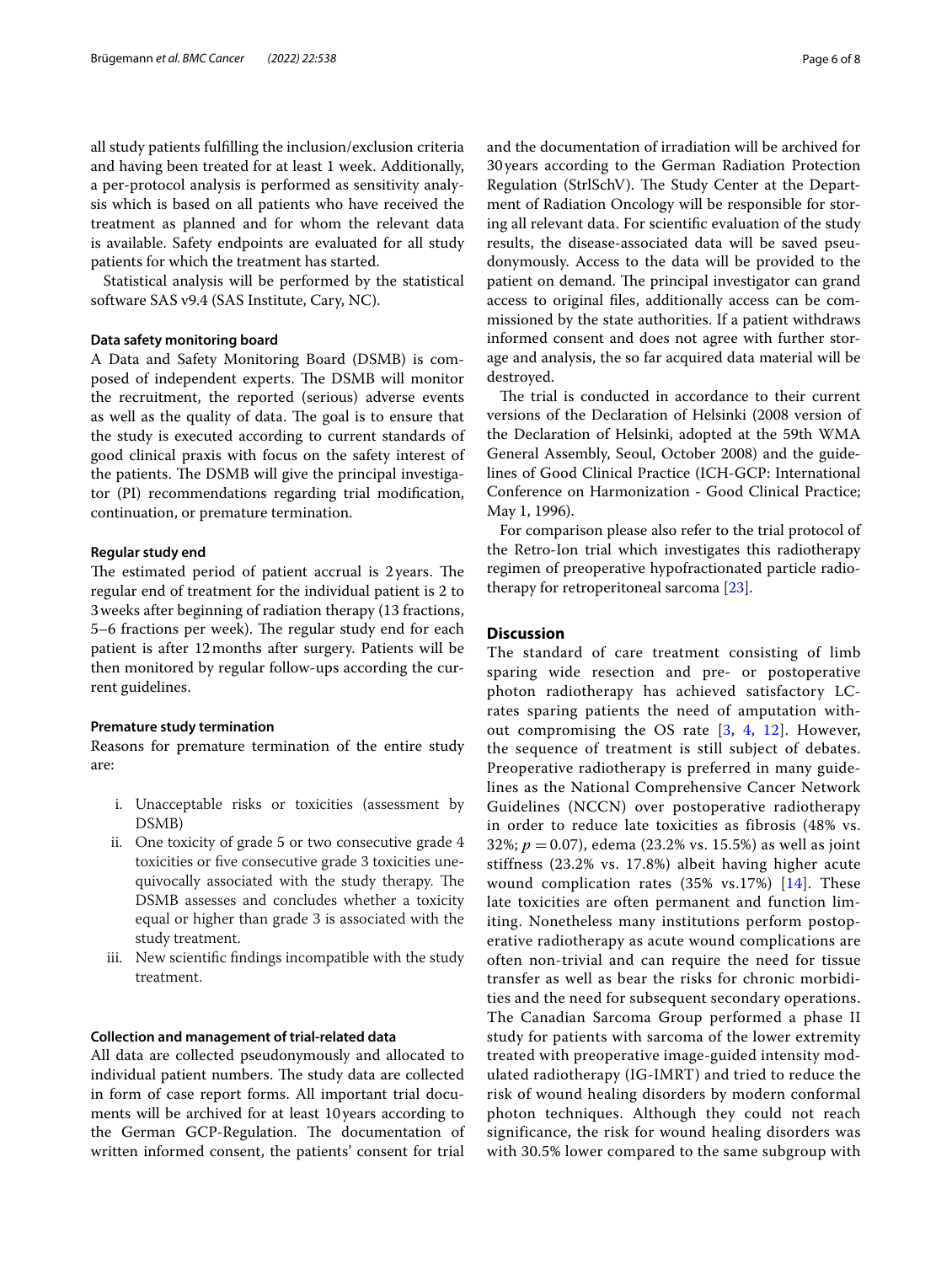all study patients fulfilling the inclusion/exclusion criteria and having been treated for at least 1 week. Additionally, a per-protocol analysis is performed as sensitivity analysis which is based on all patients who have received the treatment as planned and for whom the relevant data is available. Safety endpoints are evaluated for all study patients for which the treatment has started.

Statistical analysis will be performed by the statistical software SAS v9.4 (SAS Institute, Cary, NC).

#### Data safety monitoring board

A Data and Safety Monitoring Board (DSMB) is composed of independent experts. The DSMB will monitor the recruitment, the reported (serious) adverse events as well as the quality of data. The goal is to ensure that the study is executed according to current standards of good clinical praxis with focus on the safety interest of the patients. The DSMB will give the principal investigator (PI) recommendations regarding trial modification, continuation, or premature termination.

#### Regular study end

The estimated period of patient accrual is 2 years. The regular end of treatment for the individual patient is 2 to 3 weeks after beginning of radiation therapy (13 fractions, 5–6 fractions per week). The regular study end for each patient is after 12 months after surgery. Patients will be then monitored by regular follow-ups according the current guidelines.

#### Premature study termination

Reasons for premature termination of the entire study are:

i. Unacceptable risks or toxicities (assessment by DSMB)
ii. One toxicity of grade 5 or two consecutive grade 4 toxicities or five consecutive grade 3 toxicities unequivocally associated with the study therapy. The DSMB assesses and concludes whether a toxicity equal or higher than grade 3 is associated with the study treatment.
iii. New scientific findings incompatible with the study treatment.

#### Collection and management of trial-related data

All data are collected pseudonymously and allocated to individual patient numbers. The study data are collected in form of case report forms. All important trial documents will be archived for at least 10 years according to the German GCP-Regulation. The documentation of written informed consent, the patients' consent for trial and the documentation of irradiation will be archived for 30 years according to the German Radiation Protection Regulation (StrlSchV). The Study Center at the Department of Radiation Oncology will be responsible for storing all relevant data. For scientific evaluation of the study results, the disease-associated data will be saved pseudonymously. Access to the data will be provided to the patient on demand. The principal investigator can grand access to original files, additionally access can be commissioned by the state authorities. If a patient withdraws informed consent and does not agree with further storage and analysis, the so far acquired data material will be destroyed.

The trial is conducted in accordance to their current versions of the Declaration of Helsinki (2008 version of the Declaration of Helsinki, adopted at the 59th WMA General Assembly, Seoul, October 2008) and the guidelines of Good Clinical Practice (ICH-GCP: International Conference on Harmonization - Good Clinical Practice; May 1, 1996).

For comparison please also refer to the trial protocol of the Retro-Ion trial which investigates this radiotherapy regimen of preoperative hypofractionated particle radiotherapy for retroperitoneal sarcoma [23].

## Discussion

The standard of care treatment consisting of limb sparing wide resection and pre- or postoperative photon radiotherapy has achieved satisfactory LC-rates sparing patients the need of amputation without compromising the OS rate [3, 4, 12]. However, the sequence of treatment is still subject of debates. Preoperative radiotherapy is preferred in many guidelines as the National Comprehensive Cancer Network Guidelines (NCCN) over postoperative radiotherapy in order to reduce late toxicities as fibrosis (48% vs. 32%; $p = 0.07$), edema (23.2% vs. 15.5%) as well as joint stiffness (23.2% vs. 17.8%) albeit having higher acute wound complication rates (35% vs.17%) [14]. These late toxicities are often permanent and function limiting. Nonetheless many institutions perform postoperative radiotherapy as acute wound complications are often non-trivial and can require the need for tissue transfer as well as bear the risks for chronic morbidities and the need for subsequent secondary operations. The Canadian Sarcoma Group performed a phase II study for patients with sarcoma of the lower extremity treated with preoperative image-guided intensity modulated radiotherapy (IG-IMRT) and tried to reduce the risk of wound healing disorders by modern conformal photon techniques. Although they could not reach significance, the risk for wound healing disorders was with 30.5% lower compared to the same subgroup with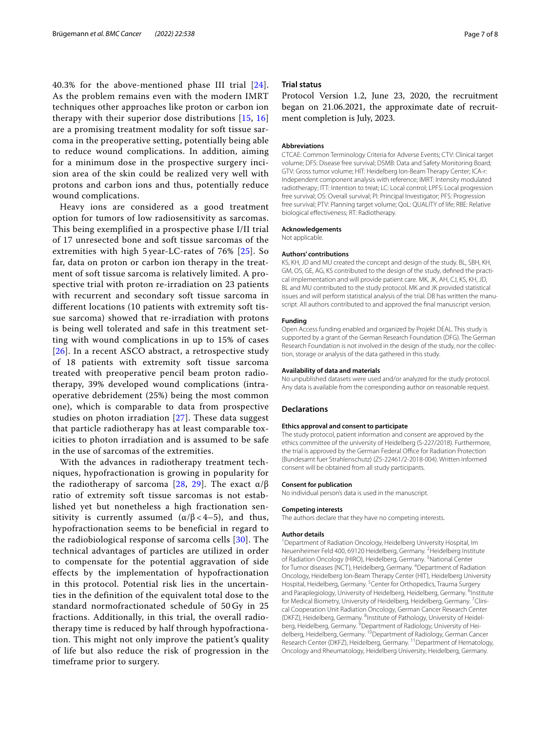40.3% for the above-mentioned phase III trial [24]. As the problem remains even with the modern IMRT techniques other approaches like proton or carbon ion therapy with their superior dose distributions [15, 16] are a promising treatment modality for soft tissue sarcoma in the preoperative setting, potentially being able to reduce wound complications. In addition, aiming for a minimum dose in the prospective surgery incision area of the skin could be realized very well with protons and carbon ions and thus, potentially reduce wound complications.

Heavy ions are considered as a good treatment option for tumors of low radiosensitivity as sarcomas. This being exemplified in a prospective phase I/II trial of 17 unresected bone and soft tissue sarcomas of the extremities with high 5 year-LC-rates of 76% [25]. So far, data on proton or carbon ion therapy in the treatment of soft tissue sarcoma is relatively limited. A prospective trial with proton re-irradiation on 23 patients with recurrent and secondary soft tissue sarcoma in different locations (10 patients with extremity soft tissue sarcoma) showed that re-irradiation with protons is being well tolerated and safe in this treatment setting with wound complications in up to 15% of cases [26]. In a recent ASCO abstract, a retrospective study of 18 patients with extremity soft tissue sarcoma treated with preoperative pencil beam proton radiotherapy, 39% developed wound complications (intraoperative debridement (25%) being the most common one), which is comparable to data from prospective studies on photon irradiation [27]. These data suggest that particle radiotherapy has at least comparable toxicities to photon irradiation and is assumed to be safe in the use of sarcomas of the extremities.

With the advances in radiotherapy treatment techniques, hypofractionation is growing in popularity for the radiotherapy of sarcoma [28, 29]. The exact $\alpha/\beta$ ratio of extremity soft tissue sarcomas is not established yet but nonetheless a high fractionation sensitivity is currently assumed ($\alpha/\beta < 4$–$5$), and thus, hypofractionation seems to be beneficial in regard to the radiobiological response of sarcoma cells [30]. The technical advantages of particles are utilized in order to compensate for the potential aggravation of side effects by the implementation of hypofractionation in this protocol. Potential risk lies in the uncertainties in the definition of the equivalent total dose to the standard normofractionated schedule of 50 Gy in 25 fractions. Additionally, in this trial, the overall radiotherapy time is reduced by half through hypofractionation. This might not only improve the patient's quality of life but also reduce the risk of progression in the timeframe prior to surgery.

## Trial status

Protocol Version 1.2, June 23, 2020, the recruitment began on 21.06.2021, the approximate date of recruitment completion is July, 2023.

### Abbreviations

CTCAE: Common Terminology Criteria for Adverse Events; CTV: Clinical target volume; DFS: Disease free survival; DSMB: Data and Safety Monitoring Board; GTV: Gross tumor volume; HIT: Heidelberg Ion-Beam Therapy Center; ICA-r: Independent component analysis with reference; IMRT: Intensity modulated radiotherapy; ITT: Intention to treat; LC: Local control; LPFS: Local progression free survival; OS: Overall survival; PI: Principal Investigator; PFS: Progression free survival; PTV: Planning target volume; QoL: QUALITY of life; RBE: Relative biological effectiveness; RT: Radiotherapy.

### Acknowledgements

Not applicable.

### Authors' contributions

KS, KH, JD and MU created the concept and design of the study. BL, SBH, KH, GM, OS, GE, AG, KS contributed to the design of the study, defined the practical implementation and will provide patient care. MK, JK, AH, CJ, KS, KH, JD, BL and MU contributed to the study protocol. MK and JK provided statistical issues and will perform statistical analysis of the trial. DB has written the manuscript. All authors contributed to and approved the final manuscript version.

### Funding

Open Access funding enabled and organized by Projekt DEAL. This study is supported by a grant of the German Research Foundation (DFG). The German Research Foundation is not involved in the design of the study, nor the collection, storage or analysis of the data gathered in this study.

### Availability of data and materials

No unpublished datasets were used and/or analyzed for the study protocol. Any data is available from the corresponding author on reasonable request.

## Declarations

### Ethics approval and consent to participate

The study protocol, patient information and consent are approved by the ethics committee of the university of Heidelberg (S-227/2018). Furthermore, the trial is approved by the German Federal Office for Radiation Protection (Bundesamt fuer Strahlenschutz) (Z5-22461/2-2018-004). Written informed consent will be obtained from all study participants.

### Consent for publication

No individual person's data is used in the manuscript.

### Competing interests

The authors declare that they have no competing interests.

### Author details

[1]Department of Radiation Oncology, Heidelberg University Hospital, Im Neuenheimer Feld 400, 69120 Heidelberg, Germany. [2]Heidelberg Institute of Radiation Oncology (HIRO), Heidelberg, Germany. [3]National Center for Tumor diseases (NCT), Heidelberg, Germany. [4]Department of Radiation Oncology, Heidelberg Ion-Beam Therapy Center (HIT), Heidelberg University Hospital, Heidelberg, Germany. [5]Center for Orthopedics, Trauma Surgery and Paraplegiology, University of Heidelberg, Heidelberg, Germany. [6]Institute for Medical Biometry, University of Heidelberg, Heidelberg, Germany. [7]Clinical Cooperation Unit Radiation Oncology, German Cancer Research Center (DKFZ), Heidelberg, Germany. [8]Institute of Pathology, University of Heidelberg, Heidelberg, Germany. [9]Department of Radiology, University of Heidelberg, Heidelberg, Germany. [10]Department of Radiology, German Cancer Research Center (DKFZ), Heidelberg, Germany. [11]Department of Hematology, Oncology and Rheumatology, Heidelberg University, Heidelberg, Germany.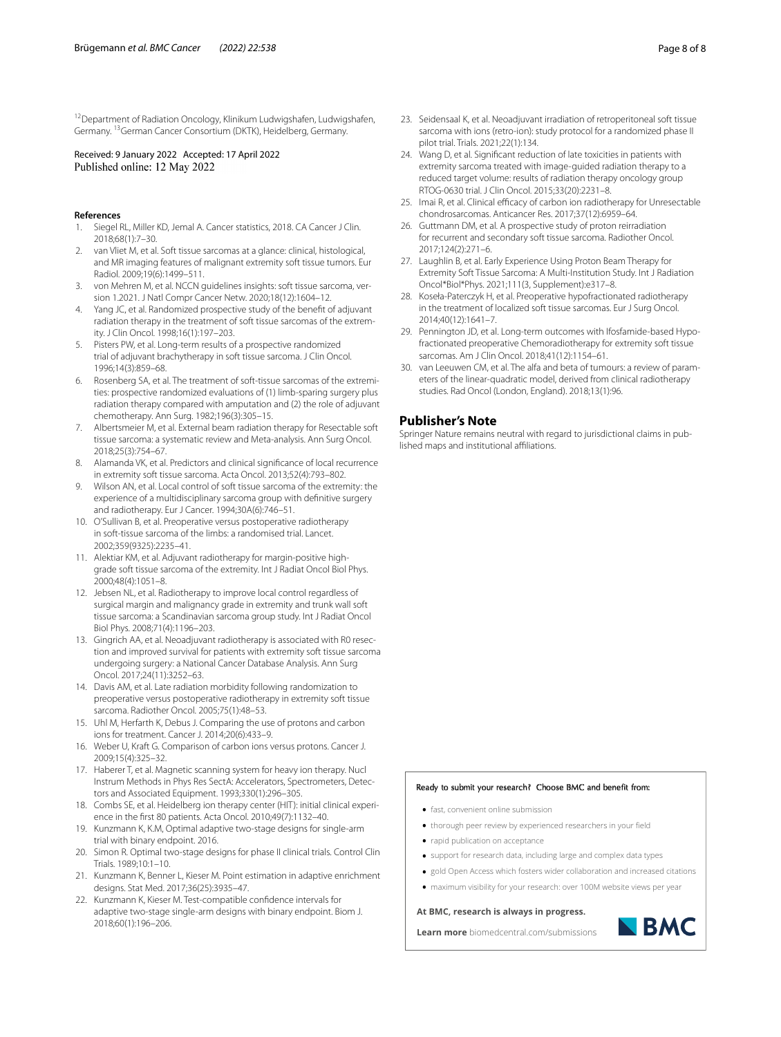[12]Department of Radiation Oncology, Klinikum Ludwigshafen, Ludwigshafen, Germany. [13]German Cancer Consortium (DKTK), Heidelberg, Germany.

Received: 9 January 2022 Accepted: 17 April 2022
Published online: 12 May 2022

**References**

1. Siegel RL, Miller KD, Jemal A. Cancer statistics, 2018. CA Cancer J Clin. 2018;68(1):7–30.
2. van Vliet M, et al. Soft tissue sarcomas at a glance: clinical, histological, and MR imaging features of malignant extremity soft tissue tumors. Eur Radiol. 2009;19(6):1499–511.
3. von Mehren M, et al. NCCN guidelines insights: soft tissue sarcoma, version 1.2021. J Natl Compr Cancer Netw. 2020;18(12):1604–12.
4. Yang JC, et al. Randomized prospective study of the benefit of adjuvant radiation therapy in the treatment of soft tissue sarcomas of the extremity. J Clin Oncol. 1998;16(1):197–203.
5. Pisters PW, et al. Long-term results of a prospective randomized trial of adjuvant brachytherapy in soft tissue sarcoma. J Clin Oncol. 1996;14(3):859–68.
6. Rosenberg SA, et al. The treatment of soft-tissue sarcomas of the extremities: prospective randomized evaluations of (1) limb-sparing surgery plus radiation therapy compared with amputation and (2) the role of adjuvant chemotherapy. Ann Surg. 1982;196(3):305–15.
7. Albertsmeier M, et al. External beam radiation therapy for Resectable soft tissue sarcoma: a systematic review and Meta-analysis. Ann Surg Oncol. 2018;25(3):754–67.
8. Alamanda VK, et al. Predictors and clinical significance of local recurrence in extremity soft tissue sarcoma. Acta Oncol. 2013;52(4):793–802.
9. Wilson AN, et al. Local control of soft tissue sarcoma of the extremity: the experience of a multidisciplinary sarcoma group with definitive surgery and radiotherapy. Eur J Cancer. 1994;30A(6):746–51.
10. O'Sullivan B, et al. Preoperative versus postoperative radiotherapy in soft-tissue sarcoma of the limbs: a randomised trial. Lancet. 2002;359(9325):2235–41.
11. Alektiar KM, et al. Adjuvant radiotherapy for margin-positive high-grade soft tissue sarcoma of the extremity. Int J Radiat Oncol Biol Phys. 2000;48(4):1051–8.
12. Jebsen NL, et al. Radiotherapy to improve local control regardless of surgical margin and malignancy grade in extremity and trunk wall soft tissue sarcoma: a Scandinavian sarcoma group study. Int J Radiat Oncol Biol Phys. 2008;71(4):1196–203.
13. Gingrich AA, et al. Neoadjuvant radiotherapy is associated with R0 resection and improved survival for patients with extremity soft tissue sarcoma undergoing surgery: a National Cancer Database Analysis. Ann Surg Oncol. 2017;24(11):3252–63.
14. Davis AM, et al. Late radiation morbidity following randomization to preoperative versus postoperative radiotherapy in extremity soft tissue sarcoma. Radiother Oncol. 2005;75(1):48–53.
15. Uhl M, Herfarth K, Debus J. Comparing the use of protons and carbon ions for treatment. Cancer J. 2014;20(6):433–9.
16. Weber U, Kraft G. Comparison of carbon ions versus protons. Cancer J. 2009;15(4):325–32.
17. Haberer T, et al. Magnetic scanning system for heavy ion therapy. Nucl Instrum Methods in Phys Res SectA: Accelerators, Spectrometers, Detectors and Associated Equipment. 1993;330(1):296–305.
18. Combs SE, et al. Heidelberg ion therapy center (HIT): initial clinical experience in the first 80 patients. Acta Oncol. 2010;49(7):1132–40.
19. Kunzmann K, K.M, Optimal adaptive two-stage designs for single-arm trial with binary endpoint. 2016.
20. Simon R. Optimal two-stage designs for phase II clinical trials. Control Clin Trials. 1989;10:1–10.
21. Kunzmann K, Benner L, Kieser M. Point estimation in adaptive enrichment designs. Stat Med. 2017;36(25):3935–47.
22. Kunzmann K, Kieser M. Test-compatible confidence intervals for adaptive two-stage single-arm designs with binary endpoint. Biom J. 2018;60(1):196–206.
23. Seidensaal K, et al. Neoadjuvant irradiation of retroperitoneal soft tissue sarcoma with ions (retro-ion): study protocol for a randomized phase II pilot trial. Trials. 2021;22(1):134.
24. Wang D, et al. Significant reduction of late toxicities in patients with extremity sarcoma treated with image-guided radiation therapy to a reduced target volume: results of radiation therapy oncology group RTOG-0630 trial. J Clin Oncol. 2015;33(20):2231–8.
25. Imai R, et al. Clinical efficacy of carbon ion radiotherapy for Unresectable chondrosarcomas. Anticancer Res. 2017;37(12):6959–64.
26. Guttmann DM, et al. A prospective study of proton reirradiation for recurrent and secondary soft tissue sarcoma. Radiother Oncol. 2017;124(2):271–6.
27. Laughlin B, et al. Early Experience Using Proton Beam Therapy for Extremity Soft Tissue Sarcoma: A Multi-Institution Study. Int J Radiation Oncol*Biol*Phys. 2021;111(3, Supplement):e317–8.
28. Kosela-Paterczyk H, et al. Preoperative hypofractionated radiotherapy in the treatment of localized soft tissue sarcomas. Eur J Surg Oncol. 2014;40(12):1641–7.
29. Pennington JD, et al. Long-term outcomes with Ifosfamide-based Hypofractionated preoperative Chemoradiotherapy for extremity soft tissue sarcomas. Am J Clin Oncol. 2018;41(12):1154–61.
30. van Leeuwen CM, et al. The alfa and beta of tumours: a review of parameters of the linear-quadratic model, derived from clinical radiotherapy studies. Rad Oncol (London, England). 2018;13(1):96.

## Publisher's Note

Springer Nature remains neutral with regard to jurisdictional claims in published maps and institutional affiliations.

Ready to submit your research? Choose BMC and benefit from:

- fast, convenient online submission
- thorough peer review by experienced researchers in your field
- rapid publication on acceptance
- support for research data, including large and complex data types
- gold Open Access which fosters wider collaboration and increased citations
- maximum visibility for your research: over 100M website views per year

**At BMC, research is always in progress.**

**Learn more** biomedcentral.com/submissions